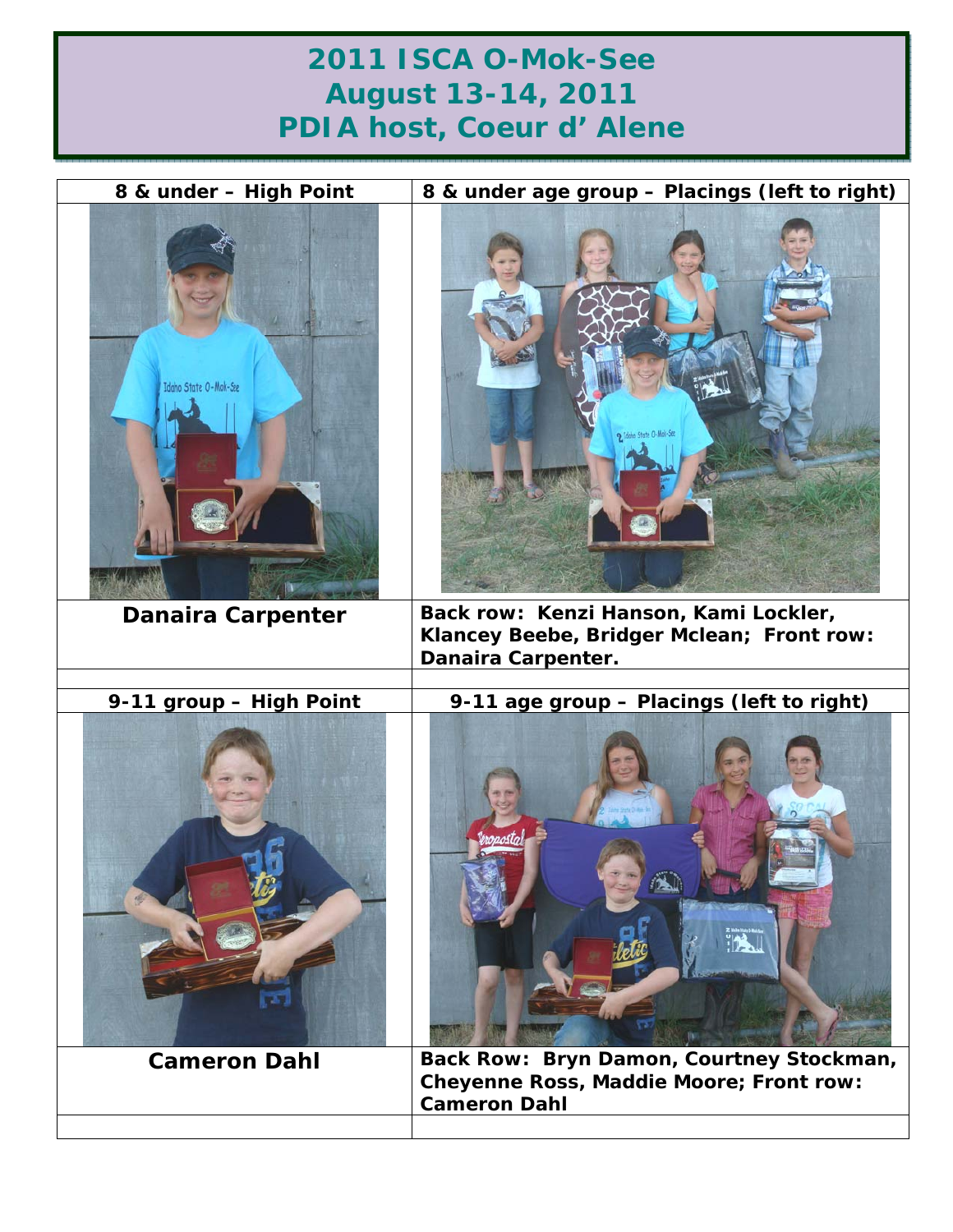# 2011 ISCA O-Mok-See
# August 13-14, 2011
# PDIA host, Coeur d' Alene

| 8 & under – High Point | 8 & under age group – Placings (left to right) |
| --- | --- |
| Danaira Carpenter | Back row: Kenzi Hanson, Kami Lockler, Klancey Beebe, Bridger Mclean; Front row: Danaira Carpenter. |
| 9-11 group – High Point | 9-11 age group – Placings (left to right) |
| Cameron Dahl | Back Row: Bryn Damon, Courtney Stockman, Cheyenne Ross, Maddie Moore; Front row: Cameron Dahl |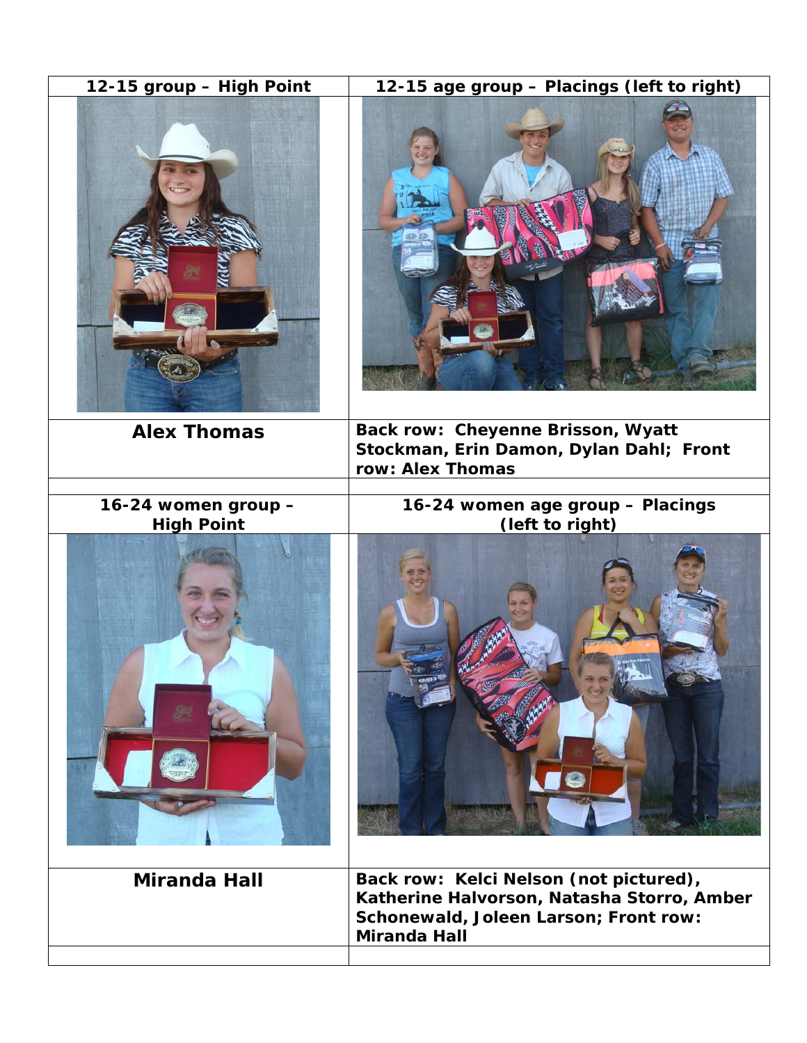| 12-15 group – High Point | 12-15 age group – Placings (left to right) |
|---|---|
| | |
| **Alex Thomas** | **Back row: Cheyenne Brisson, Wyatt Stockman, Erin Damon, Dylan Dahl; Front row: Alex Thomas** |
| | |
| **16-24 women group – High Point** | **16-24 women age group – Placings (left to right)** |
| | |
| **Miranda Hall** | **Back row: Kelci Nelson (not pictured), Katherine Halvorson, Natasha Storro, Amber Schonewald, Joleen Larson; Front row: Miranda Hall** |
| | |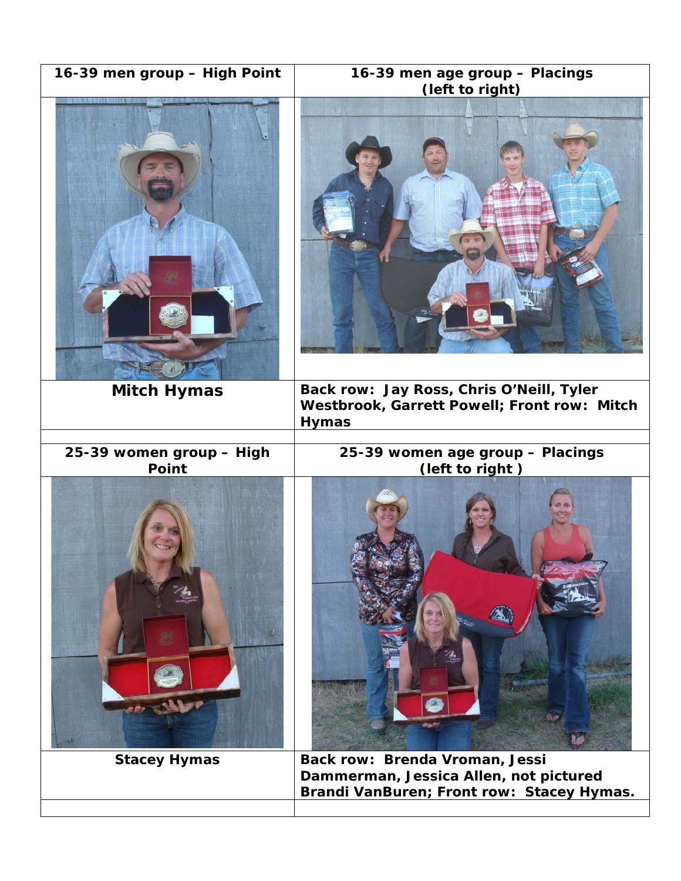| 16-39 men group – High Point | 16-39 men age group – Placings (left to right) |
|---|---|
| Mitch Hymas | Back row: Jay Ross, Chris O'Neill, Tyler Westbrook, Garrett Powell; Front row: Mitch Hymas |
| | |
| **25-39 women group – High Point** | **25-39 women age group – Placings (left to right )** |
| Stacey Hymas | Back row: Brenda Vroman, Jessi Dammerman, Jessica Allen, not pictured Brandi VanBuren; Front row: Stacey Hymas. |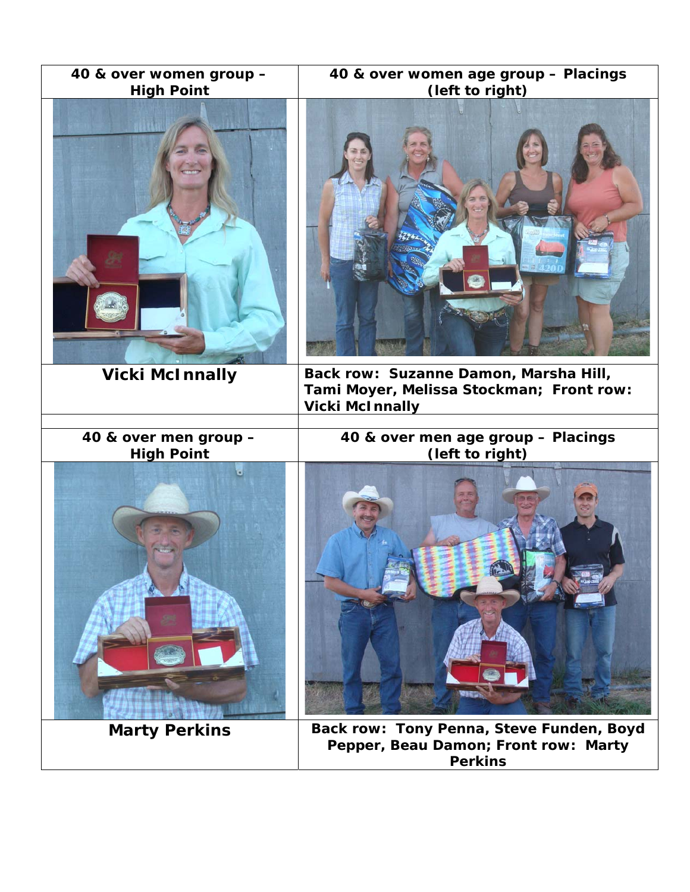| 40 & over women group – High Point | 40 & over women age group – Placings (left to right) |
|---|---|
| | |
| **Vicki McInnally** | **Back row: Suzanne Damon, Marsha Hill, Tami Moyer, Melissa Stockman; Front row: Vicki McInnally** |
| | |
| **40 & over men group – High Point** | **40 & over men age group – Placings (left to right)** |
| | |
| **Marty Perkins** | **Back row: Tony Penna, Steve Funden, Boyd Pepper, Beau Damon; Front row: Marty Perkins** |